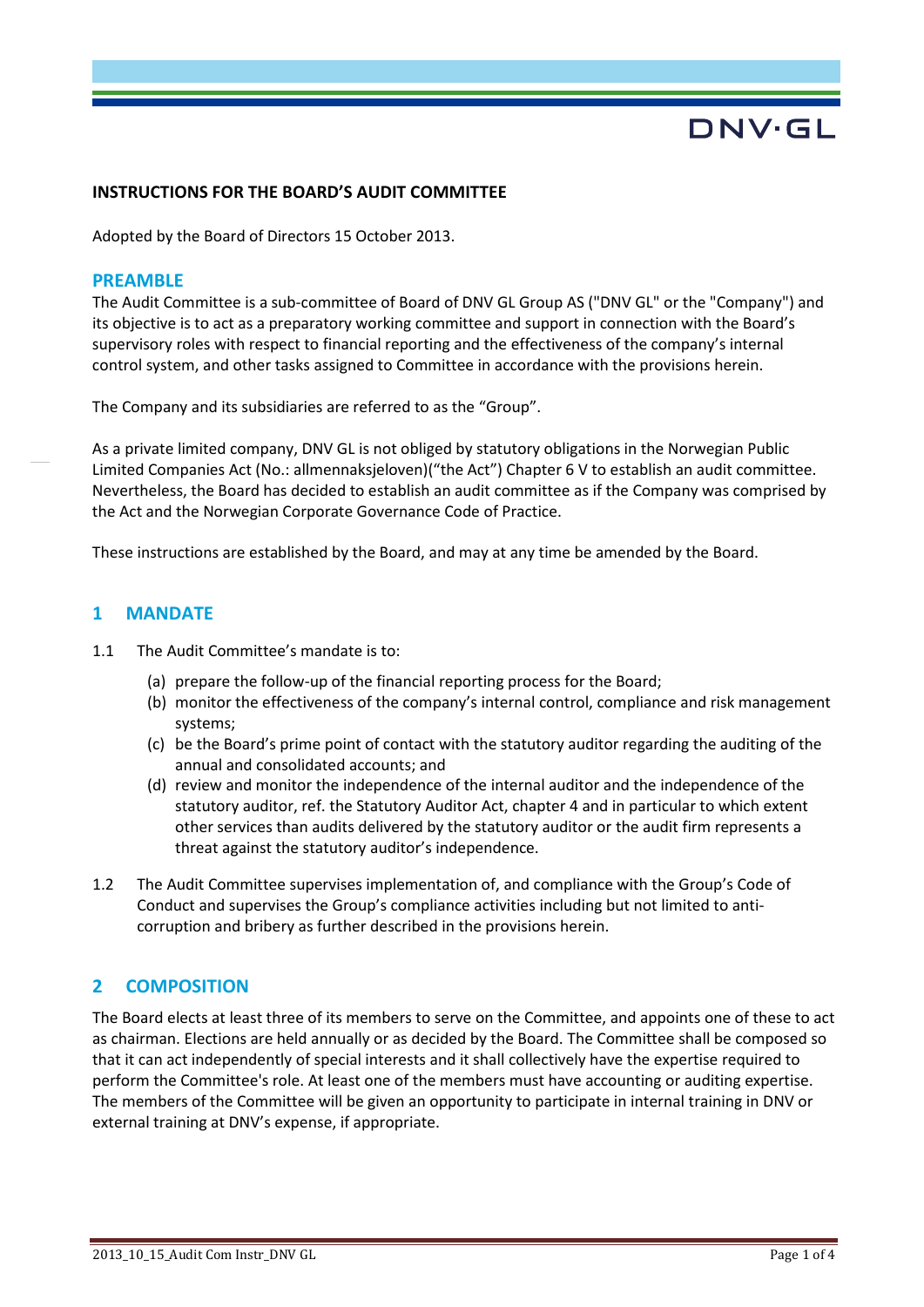**INSTRUCTIONS FOR THE BOARD'S AUDIT COMMITTEE**

Adopted by the Board of Directors 15 October 2013.

## PREAMBLE

The Audit Committee is a sub-committee of Board of DNV GL Group AS ("DNV GL" or the "Company") and its objective is to act as a preparatory working committee and support in connection with the Board's supervisory roles with respect to financial reporting and the effectiveness of the company's internal control system, and other tasks assigned to Committee in accordance with the provisions herein.

The Company and its subsidiaries are referred to as the "Group".

As a private limited company, DNV GL is not obliged by statutory obligations in the Norwegian Public Limited Companies Act (No.: allmennaksjeloven)("the Act") Chapter 6 V to establish an audit committee. Nevertheless, the Board has decided to establish an audit committee as if the Company was comprised by the Act and the Norwegian Corporate Governance Code of Practice.

These instructions are established by the Board, and may at any time be amended by the Board.

## 1 MANDATE

1.1 The Audit Committee's mandate is to:

- (a) prepare the follow-up of the financial reporting process for the Board;
- (b) monitor the effectiveness of the company's internal control, compliance and risk management systems;
- (c) be the Board's prime point of contact with the statutory auditor regarding the auditing of the annual and consolidated accounts; and
- (d) review and monitor the independence of the internal auditor and the independence of the statutory auditor, ref. the Statutory Auditor Act, chapter 4 and in particular to which extent other services than audits delivered by the statutory auditor or the audit firm represents a threat against the statutory auditor's independence.

1.2 The Audit Committee supervises implementation of, and compliance with the Group's Code of Conduct and supervises the Group's compliance activities including but not limited to anti-corruption and bribery as further described in the provisions herein.

## 2 COMPOSITION

The Board elects at least three of its members to serve on the Committee, and appoints one of these to act as chairman. Elections are held annually or as decided by the Board. The Committee shall be composed so that it can act independently of special interests and it shall collectively have the expertise required to perform the Committee's role. At least one of the members must have accounting or auditing expertise. The members of the Committee will be given an opportunity to participate in internal training in DNV or external training at DNV's expense, if appropriate.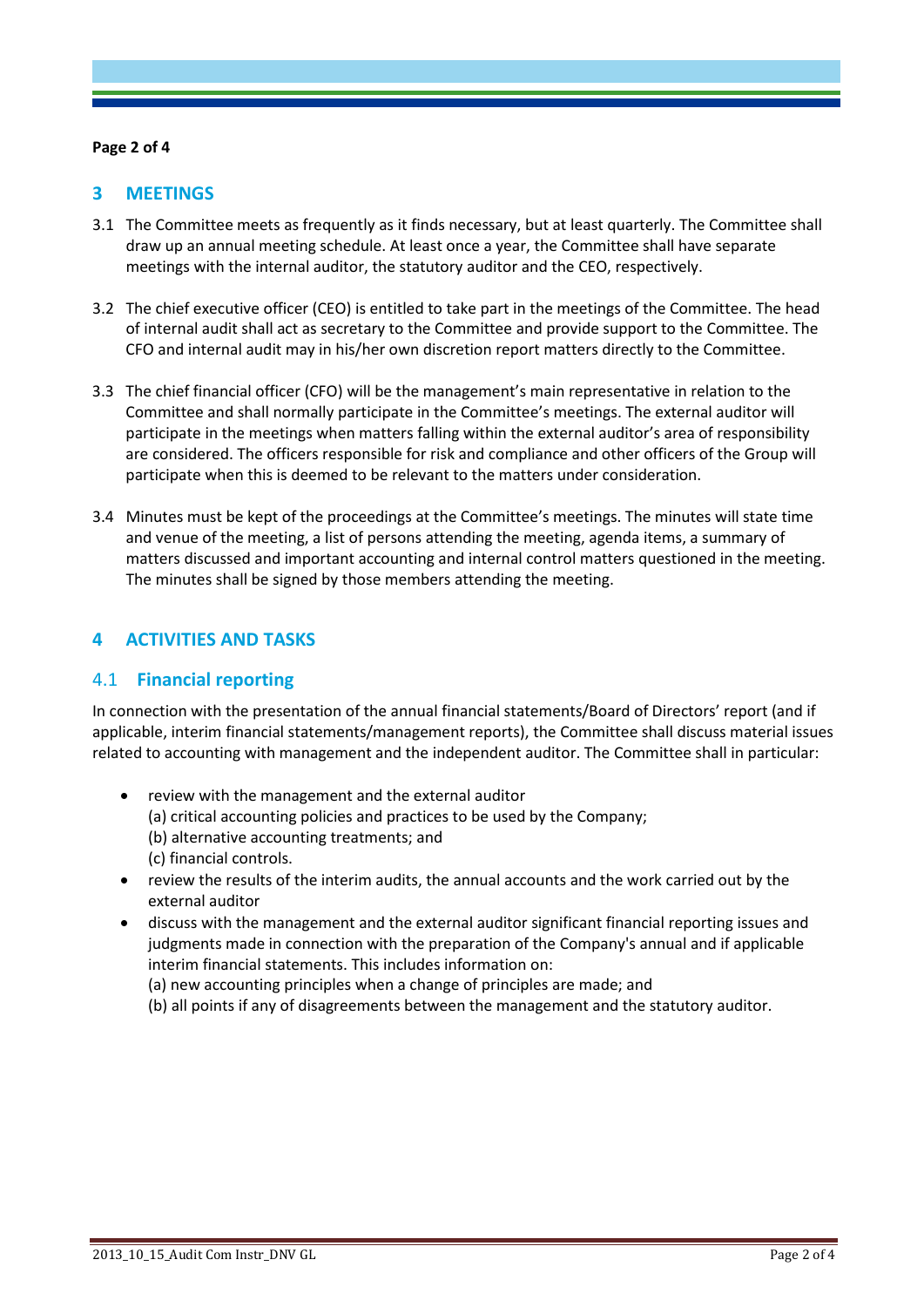## 3 MEETINGS

3.1 The Committee meets as frequently as it finds necessary, but at least quarterly. The Committee shall draw up an annual meeting schedule. At least once a year, the Committee shall have separate meetings with the internal auditor, the statutory auditor and the CEO, respectively.

3.2 The chief executive officer (CEO) is entitled to take part in the meetings of the Committee. The head of internal audit shall act as secretary to the Committee and provide support to the Committee. The CFO and internal audit may in his/her own discretion report matters directly to the Committee.

3.3 The chief financial officer (CFO) will be the management's main representative in relation to the Committee and shall normally participate in the Committee's meetings. The external auditor will participate in the meetings when matters falling within the external auditor's area of responsibility are considered. The officers responsible for risk and compliance and other officers of the Group will participate when this is deemed to be relevant to the matters under consideration.

3.4 Minutes must be kept of the proceedings at the Committee's meetings. The minutes will state time and venue of the meeting, a list of persons attending the meeting, agenda items, a summary of matters discussed and important accounting and internal control matters questioned in the meeting. The minutes shall be signed by those members attending the meeting.

## 4 ACTIVITIES AND TASKS

### 4.1 Financial reporting

In connection with the presentation of the annual financial statements/Board of Directors' report (and if applicable, interim financial statements/management reports), the Committee shall discuss material issues related to accounting with management and the independent auditor. The Committee shall in particular:

- review with the management and the external auditor
  (a) critical accounting policies and practices to be used by the Company;
  (b) alternative accounting treatments; and
  (c) financial controls.
- review the results of the interim audits, the annual accounts and the work carried out by the external auditor
- discuss with the management and the external auditor significant financial reporting issues and judgments made in connection with the preparation of the Company's annual and if applicable interim financial statements. This includes information on:
  (a) new accounting principles when a change of principles are made; and
  (b) all points if any of disagreements between the management and the statutory auditor.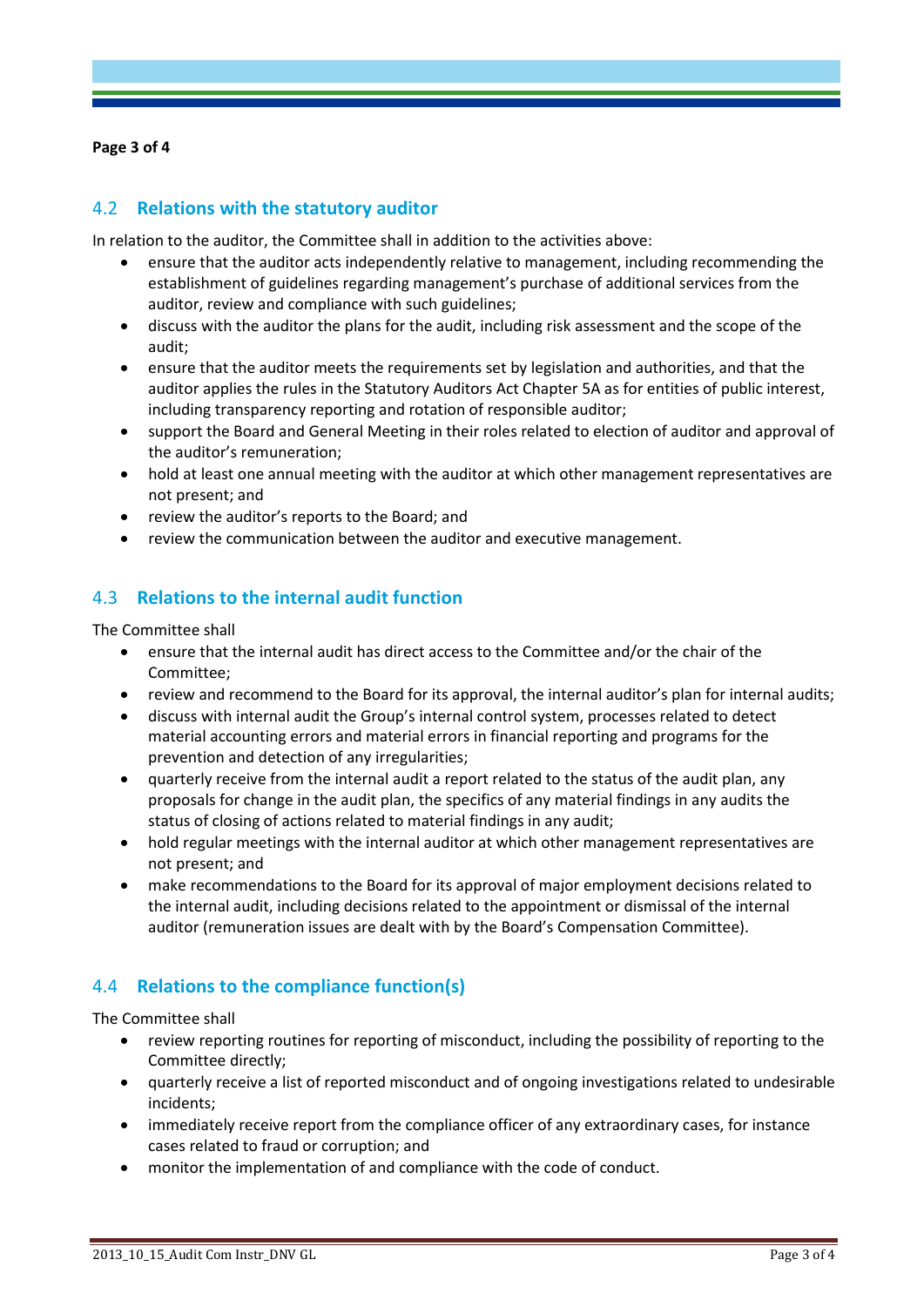## 4.2 Relations with the statutory auditor

In relation to the auditor, the Committee shall in addition to the activities above:

- ensure that the auditor acts independently relative to management, including recommending the establishment of guidelines regarding management's purchase of additional services from the auditor, review and compliance with such guidelines;
- discuss with the auditor the plans for the audit, including risk assessment and the scope of the audit;
- ensure that the auditor meets the requirements set by legislation and authorities, and that the auditor applies the rules in the Statutory Auditors Act Chapter 5A as for entities of public interest, including transparency reporting and rotation of responsible auditor;
- support the Board and General Meeting in their roles related to election of auditor and approval of the auditor's remuneration;
- hold at least one annual meeting with the auditor at which other management representatives are not present; and
- review the auditor's reports to the Board; and
- review the communication between the auditor and executive management.

## 4.3 Relations to the internal audit function

The Committee shall

- ensure that the internal audit has direct access to the Committee and/or the chair of the Committee;
- review and recommend to the Board for its approval, the internal auditor's plan for internal audits;
- discuss with internal audit the Group's internal control system, processes related to detect material accounting errors and material errors in financial reporting and programs for the prevention and detection of any irregularities;
- quarterly receive from the internal audit a report related to the status of the audit plan, any proposals for change in the audit plan, the specifics of any material findings in any audits the status of closing of actions related to material findings in any audit;
- hold regular meetings with the internal auditor at which other management representatives are not present; and
- make recommendations to the Board for its approval of major employment decisions related to the internal audit, including decisions related to the appointment or dismissal of the internal auditor (remuneration issues are dealt with by the Board's Compensation Committee).

## 4.4 Relations to the compliance function(s)

The Committee shall

- review reporting routines for reporting of misconduct, including the possibility of reporting to the Committee directly;
- quarterly receive a list of reported misconduct and of ongoing investigations related to undesirable incidents;
- immediately receive report from the compliance officer of any extraordinary cases, for instance cases related to fraud or corruption; and
- monitor the implementation of and compliance with the code of conduct.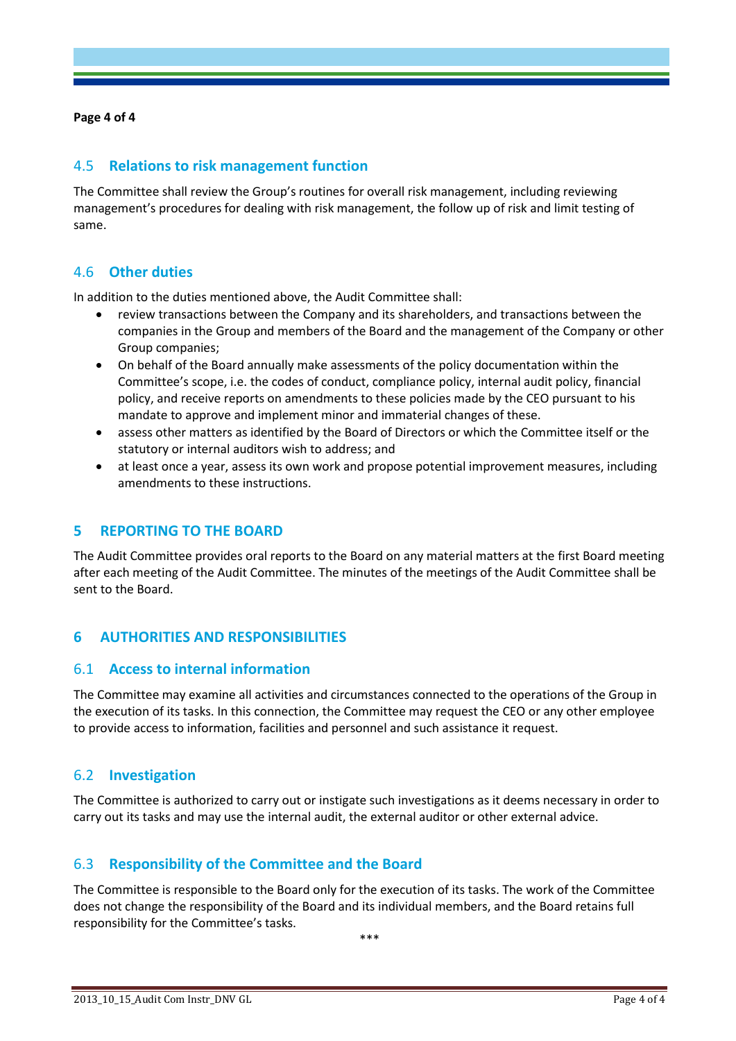### 4.5 Relations to risk management function

The Committee shall review the Group's routines for overall risk management, including reviewing management's procedures for dealing with risk management, the follow up of risk and limit testing of same.

### 4.6 Other duties

In addition to the duties mentioned above, the Audit Committee shall:

- review transactions between the Company and its shareholders, and transactions between the companies in the Group and members of the Board and the management of the Company or other Group companies;
- On behalf of the Board annually make assessments of the policy documentation within the Committee's scope, i.e. the codes of conduct, compliance policy, internal audit policy, financial policy, and receive reports on amendments to these policies made by the CEO pursuant to his mandate to approve and implement minor and immaterial changes of these.
- assess other matters as identified by the Board of Directors or which the Committee itself or the statutory or internal auditors wish to address; and
- at least once a year, assess its own work and propose potential improvement measures, including amendments to these instructions.

## 5 REPORTING TO THE BOARD

The Audit Committee provides oral reports to the Board on any material matters at the first Board meeting after each meeting of the Audit Committee. The minutes of the meetings of the Audit Committee shall be sent to the Board.

## 6 AUTHORITIES AND RESPONSIBILITIES

### 6.1 Access to internal information

The Committee may examine all activities and circumstances connected to the operations of the Group in the execution of its tasks. In this connection, the Committee may request the CEO or any other employee to provide access to information, facilities and personnel and such assistance it request.

### 6.2 Investigation

The Committee is authorized to carry out or instigate such investigations as it deems necessary in order to carry out its tasks and may use the internal audit, the external auditor or other external advice.

### 6.3 Responsibility of the Committee and the Board

The Committee is responsible to the Board only for the execution of its tasks. The work of the Committee does not change the responsibility of the Board and its individual members, and the Board retains full responsibility for the Committee's tasks.

***